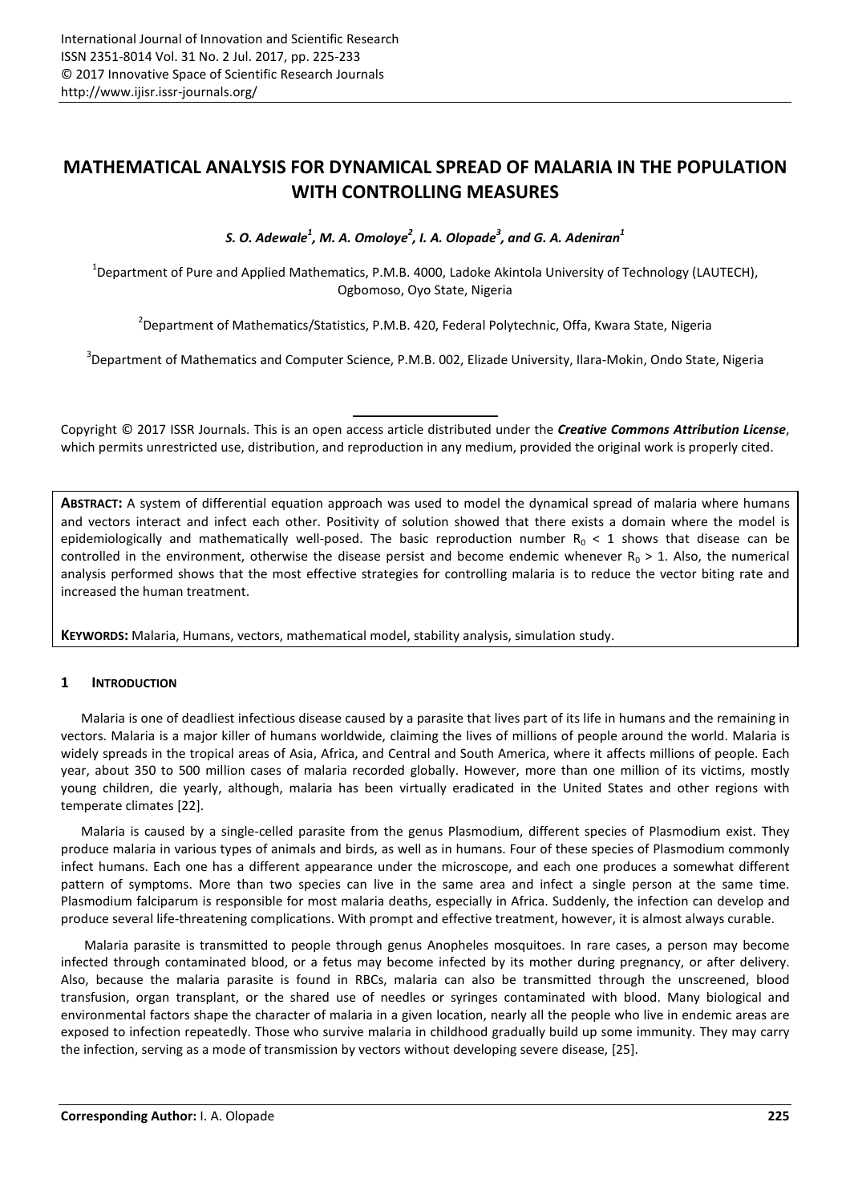# MATHEMATICAL ANALYSIS FOR DYNAMICAL SPREAD OF MALARIA IN THE POPULATION WITH CONTROLLING MEASURES

***S. O. Adewale[1], M. A. Omoloye[2], I. A. Olopade[3], and G. A. Adeniran[1]***

[1]Department of Pure and Applied Mathematics, P.M.B. 4000, Ladoke Akintola University of Technology (LAUTECH), Ogbomoso, Oyo State, Nigeria

[2]Department of Mathematics/Statistics, P.M.B. 420, Federal Polytechnic, Offa, Kwara State, Nigeria

[3]Department of Mathematics and Computer Science, P.M.B. 002, Elizade University, Ilara-Mokin, Ondo State, Nigeria

---

Copyright © 2017 ISSR Journals. This is an open access article distributed under the ***Creative Commons Attribution License***, which permits unrestricted use, distribution, and reproduction in any medium, provided the original work is properly cited.

**ABSTRACT:** A system of differential equation approach was used to model the dynamical spread of malaria where humans and vectors interact and infect each other. Positivity of solution showed that there exists a domain where the model is epidemiologically and mathematically well-posed. The basic reproduction number $R_0 < 1$ shows that disease can be controlled in the environment, otherwise the disease persist and become endemic whenever $R_0 > 1$. Also, the numerical analysis performed shows that the most effective strategies for controlling malaria is to reduce the vector biting rate and increased the human treatment.

**KEYWORDS:** Malaria, Humans, vectors, mathematical model, stability analysis, simulation study.

## 1 INTRODUCTION

Malaria is one of deadliest infectious disease caused by a parasite that lives part of its life in humans and the remaining in vectors. Malaria is a major killer of humans worldwide, claiming the lives of millions of people around the world. Malaria is widely spreads in the tropical areas of Asia, Africa, and Central and South America, where it affects millions of people. Each year, about 350 to 500 million cases of malaria recorded globally. However, more than one million of its victims, mostly young children, die yearly, although, malaria has been virtually eradicated in the United States and other regions with temperate climates [22].

Malaria is caused by a single-celled parasite from the genus Plasmodium, different species of Plasmodium exist. They produce malaria in various types of animals and birds, as well as in humans. Four of these species of Plasmodium commonly infect humans. Each one has a different appearance under the microscope, and each one produces a somewhat different pattern of symptoms. More than two species can live in the same area and infect a single person at the same time. Plasmodium falciparum is responsible for most malaria deaths, especially in Africa. Suddenly, the infection can develop and produce several life-threatening complications. With prompt and effective treatment, however, it is almost always curable.

Malaria parasite is transmitted to people through genus Anopheles mosquitoes. In rare cases, a person may become infected through contaminated blood, or a fetus may become infected by its mother during pregnancy, or after delivery. Also, because the malaria parasite is found in RBCs, malaria can also be transmitted through the unscreened, blood transfusion, organ transplant, or the shared use of needles or syringes contaminated with blood. Many biological and environmental factors shape the character of malaria in a given location, nearly all the people who live in endemic areas are exposed to infection repeatedly. Those who survive malaria in childhood gradually build up some immunity. They may carry the infection, serving as a mode of transmission by vectors without developing severe disease, [25].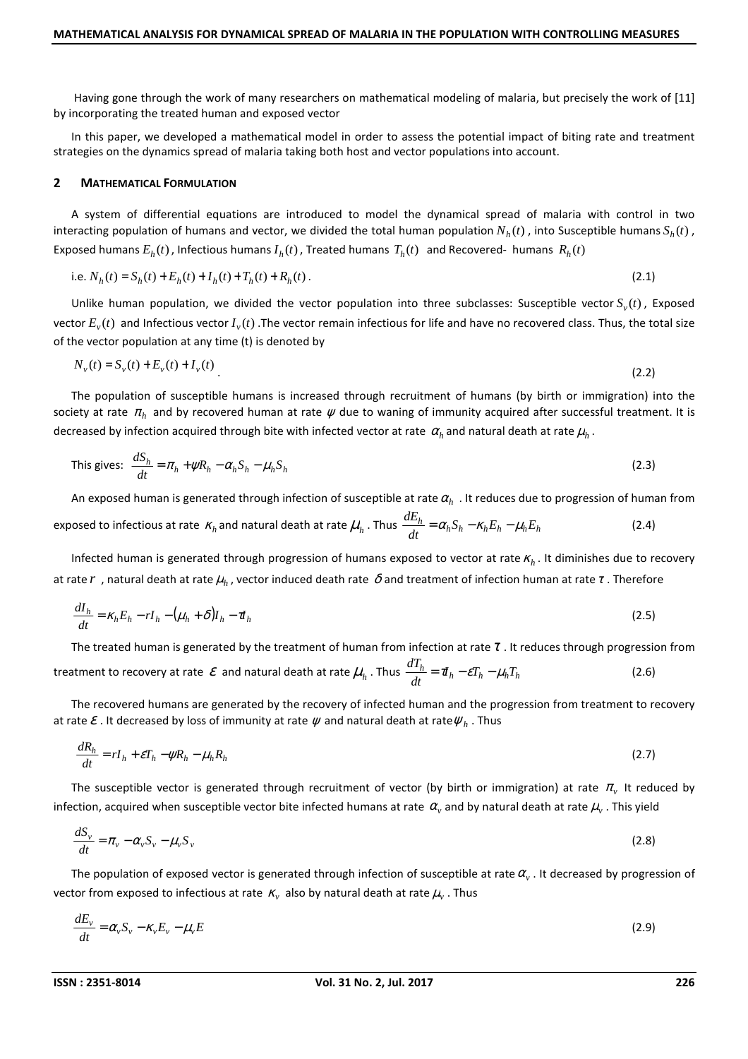Having gone through the work of many researchers on mathematical modeling of malaria, but precisely the work of [11] by incorporating the treated human and exposed vector

In this paper, we developed a mathematical model in order to assess the potential impact of biting rate and treatment strategies on the dynamics spread of malaria taking both host and vector populations into account.

## 2 MATHEMATICAL FORMULATION

A system of differential equations are introduced to model the dynamical spread of malaria with control in two interacting population of humans and vector, we divided the total human population $N_h(t)$, into Susceptible humans $S_h(t)$, Exposed humans $E_h(t)$, Infectious humans $I_h(t)$, Treated humans $T_h(t)$ and Recovered- humans $R_h(t)$

i.e. $N_h(t) = S_h(t) + E_h(t) + I_h(t) + T_h(t) + R_h(t)$. (2.1)

Unlike human population, we divided the vector population into three subclasses: Susceptible vector $S_v(t)$, Exposed vector $E_v(t)$ and Infectious vector $I_v(t)$ .The vector remain infectious for life and have no recovered class. Thus, the total size of the vector population at any time (t) is denoted by

$$N_v(t) = S_v(t) + E_v(t) + I_v(t) \tag{2.2}$$

The population of susceptible humans is increased through recruitment of humans (by birth or immigration) into the society at rate $\pi_h$ and by recovered human at rate $\psi$ due to waning of immunity acquired after successful treatment. It is decreased by infection acquired through bite with infected vector at rate $\alpha_h$ and natural death at rate $\mu_h$.

This gives: $\dfrac{dS_h}{dt} = \pi_h + \psi R_h - \alpha_h S_h - \mu_h S_h$ (2.3)

An exposed human is generated through infection of susceptible at rate $\alpha_h$ . It reduces due to progression of human from exposed to infectious at rate $\kappa_h$ and natural death at rate $\mu_h$. Thus $\dfrac{dE_h}{dt} = \alpha_h S_h - \kappa_h E_h - \mu_h E_h$ (2.4)

Infected human is generated through progression of humans exposed to vector at rate $\kappa_h$. It diminishes due to recovery at rate $r$ , natural death at rate $\mu_h$, vector induced death rate $\delta$ and treatment of infection human at rate $\tau$. Therefore

$$\frac{dI_h}{dt} = \kappa_h E_h - rI_h - (\mu_h + \delta)I_h - \tau I_h \tag{2.5}$$

The treated human is generated by the treatment of human from infection at rate $\tau$ . It reduces through progression from treatment to recovery at rate $\varepsilon$ and natural death at rate $\mu_h$. Thus $\dfrac{dT_h}{dt} = \tau I_h - \varepsilon T_h - \mu_h T_h$ (2.6)

The recovered humans are generated by the recovery of infected human and the progression from treatment to recovery at rate $\varepsilon$. It decreased by loss of immunity at rate $\psi$ and natural death at rate $\psi_h$. Thus

$$\frac{dR_h}{dt} = rI_h + \varepsilon T_h - \psi R_h - \mu_h R_h \tag{2.7}$$

The susceptible vector is generated through recruitment of vector (by birth or immigration) at rate $\pi_v$ It reduced by infection, acquired when susceptible vector bite infected humans at rate $\alpha_v$ and by natural death at rate $\mu_v$. This yield

$$\frac{dS_v}{dt} = \pi_v - \alpha_v S_v - \mu_v S_v \tag{2.8}$$

The population of exposed vector is generated through infection of susceptible at rate $\alpha_v$. It decreased by progression of vector from exposed to infectious at rate $\kappa_v$ also by natural death at rate $\mu_v$. Thus

$$\frac{dE_v}{dt} = \alpha_v S_v - \kappa_v E_v - \mu_v E \tag{2.9}$$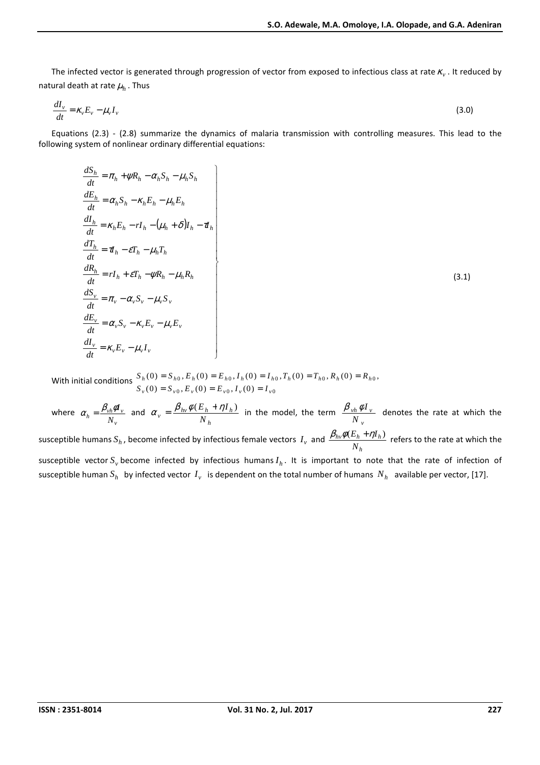The infected vector is generated through progression of vector from exposed to infectious class at rate $\kappa_v$. It reduced by natural death at rate $\mu_h$. Thus

$$\frac{dI_v}{dt} = \kappa_v E_v - \mu_v I_v \tag{3.0}$$

Equations (2.3) - (2.8) summarize the dynamics of malaria transmission with controlling measures. This lead to the following system of nonlinear ordinary differential equations:

$$\left.\begin{aligned}
\frac{dS_h}{dt} &= \pi_h + \psi R_h - \alpha_h S_h - \mu_h S_h \\
\frac{dE_h}{dt} &= \alpha_h S_h - \kappa_h E_h - \mu_h E_h \\
\frac{dI_h}{dt} &= \kappa_h E_h - rI_h - (\mu_h + \delta) I_h - \tau I_h \\
\frac{dT_h}{dt} &= \tau I_h - \varepsilon T_h - \mu_h T_h \\
\frac{dR_h}{dt} &= rI_h + \varepsilon T_h - \psi R_h - \mu_h R_h \\
\frac{dS_v}{dt} &= \pi_v - \alpha_v S_v - \mu_v S_v \\
\frac{dE_v}{dt} &= \alpha_v S_v - \kappa_v E_v - \mu_v E_v \\
\frac{dI_v}{dt} &= \kappa_v E_v - \mu_v I_v
\end{aligned}\right\} \tag{3.1}$$

With initial conditions $S_h(0) = S_{h0}, E_h(0) = E_{h0}, I_h(0) = I_{h0}, T_h(0) = T_{h0}, R_h(0) = R_{h0}$, $S_v(0) = S_{v0}, E_v(0) = E_{v0}, I_v(0) = I_{v0}$

where $\alpha_h = \frac{\beta_{vh}\phi I_v}{N_v}$ and $\alpha_v = \frac{\beta_{hv}\phi(E_h + \eta I_h)}{N_h}$ in the model, the term $\frac{\beta_{vh}\phi I_v}{N_v}$ denotes the rate at which the susceptible humans $S_h$, become infected by infectious female vectors $I_v$ and $\frac{\beta_{hv}\phi(E_h + \eta I_h)}{N_h}$ refers to the rate at which the susceptible vector $S_v$ become infected by infectious humans $I_h$. It is important to note that the rate of infection of susceptible human $S_h$ by infected vector $I_v$ is dependent on the total number of humans $N_h$ available per vector, [17].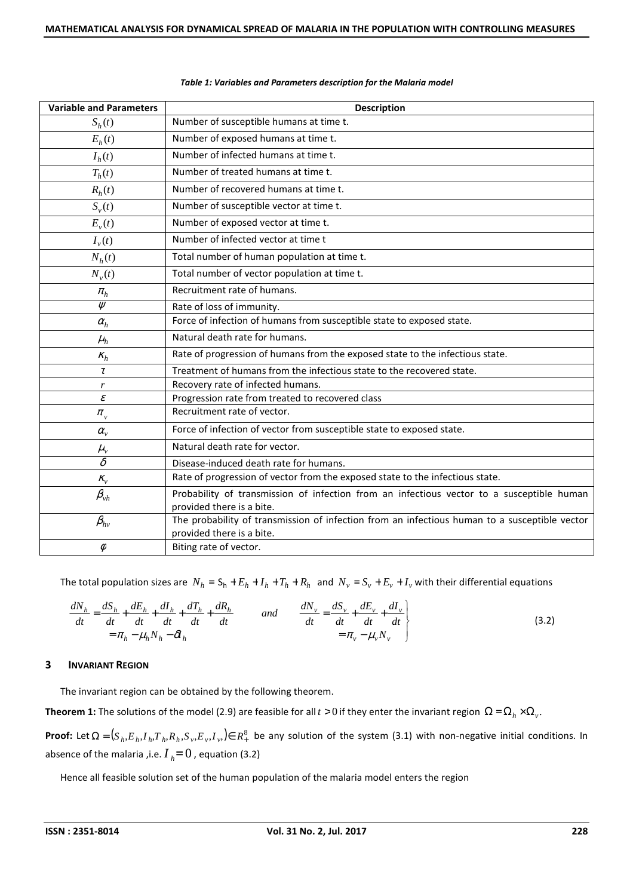*Table 1: Variables and Parameters description for the Malaria model*

| Variable and Parameters | Description |
|---|---|
| $S_h(t)$ | Number of susceptible humans at time t. |
| $E_h(t)$ | Number of exposed humans at time t. |
| $I_h(t)$ | Number of infected humans at time t. |
| $T_h(t)$ | Number of treated humans at time t. |
| $R_h(t)$ | Number of recovered humans at time t. |
| $S_v(t)$ | Number of susceptible vector at time t. |
| $E_v(t)$ | Number of exposed vector at time t. |
| $I_v(t)$ | Number of infected vector at time t |
| $N_h(t)$ | Total number of human population at time t. |
| $N_v(t)$ | Total number of vector population at time t. |
| $\pi_h$ | Recruitment rate of humans. |
| $\psi$ | Rate of loss of immunity. |
| $\alpha_h$ | Force of infection of humans from susceptible state to exposed state. |
| $\mu_h$ | Natural death rate for humans. |
| $\kappa_h$ | Rate of progression of humans from the exposed state to the infectious state. |
| $\tau$ | Treatment of humans from the infectious state to the recovered state. |
| $r$ | Recovery rate of infected humans. |
| $\varepsilon$ | Progression rate from treated to recovered class |
| $\pi_v$ | Recruitment rate of vector. |
| $\alpha_v$ | Force of infection of vector from susceptible state to exposed state. |
| $\mu_v$ | Natural death rate for vector. |
| $\delta$ | Disease-induced death rate for humans. |
| $\kappa_v$ | Rate of progression of vector from the exposed state to the infectious state. |
| $\beta_{vh}$ | Probability of transmission of infection from an infectious vector to a susceptible human provided there is a bite. |
| $\beta_{hv}$ | The probability of transmission of infection from an infectious human to a susceptible vector provided there is a bite. |
| $\varphi$ | Biting rate of vector. |

The total population sizes are $N_h = S_h + E_h + I_h + T_h + R_h$ and $N_v = S_v + E_v + I_v$ with their differential equations

$$\left.\begin{aligned} \frac{dN_h}{dt} &= \frac{dS_h}{dt} + \frac{dE_h}{dt} + \frac{dI_h}{dt} + \frac{dT_h}{dt} + \frac{dR_h}{dt} \\ &= \pi_h - \mu_h N_h - \delta I_h \end{aligned} \quad and \quad \begin{aligned} \frac{dN_v}{dt} &= \frac{dS_v}{dt} + \frac{dE_v}{dt} + \frac{dI_v}{dt} \\ &= \pi_v - \mu_v N_v \end{aligned}\right\} \tag{3.2}$$

## 3 INVARIANT REGION

The invariant region can be obtained by the following theorem.

**Theorem 1:** The solutions of the model (2.9) are feasible for all $t > 0$ if they enter the invariant region $\Omega = \Omega_h \times \Omega_v$.

**Proof:** Let $\Omega = (S_h, E_h, I_h, T_h, R_h, S_v, E_v, I_v) \in R_+^8$ be any solution of the system (3.1) with non-negative initial conditions. In absence of the malaria ,i.e. $I_h = 0$ , equation (3.2)

Hence all feasible solution set of the human population of the malaria model enters the region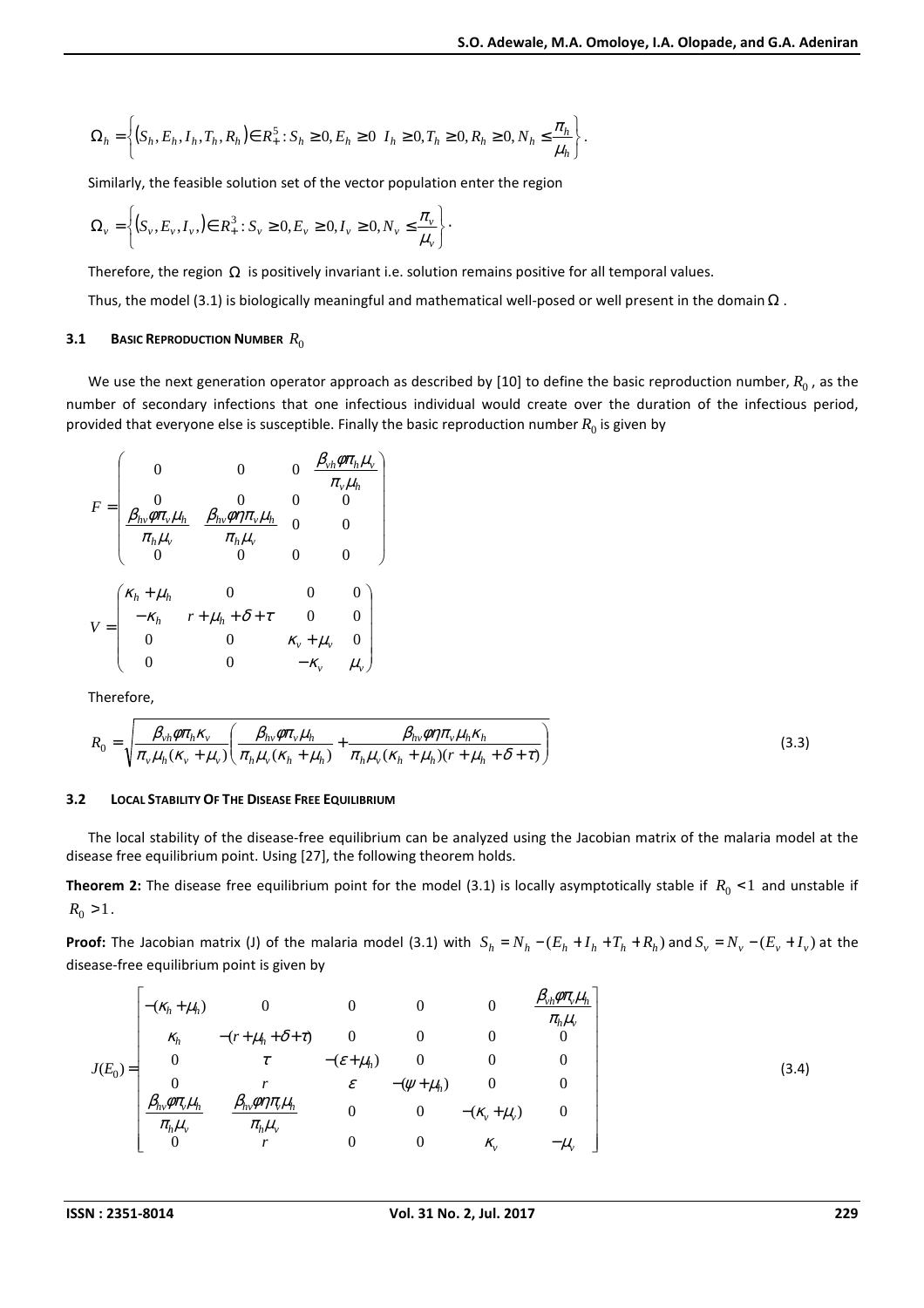$$\Omega_h = \left\{ (S_h, E_h, I_h, T_h, R_h) \in R_+^5 : S_h \geq 0, E_h \geq 0 \;\; I_h \geq 0, T_h \geq 0, R_h \geq 0, N_h \leq \frac{\pi_h}{\mu_h} \right\}.$$

Similarly, the feasible solution set of the vector population enter the region

$$\Omega_v = \left\{ (S_v, E_v, I_v,) \in R_+^3 : S_v \geq 0, E_v \geq 0, I_v \geq 0, N_v \leq \frac{\pi_v}{\mu_v} \right\}.$$

Therefore, the region $\Omega$ is positively invariant i.e. solution remains positive for all temporal values.

Thus, the model (3.1) is biologically meaningful and mathematical well-posed or well present in the domain $\Omega$.

### 3.1 Basic Reproduction Number $R_0$

We use the next generation operator approach as described by [10] to define the basic reproduction number, $R_0$, as the number of secondary infections that one infectious individual would create over the duration of the infectious period, provided that everyone else is susceptible. Finally the basic reproduction number $R_0$ is given by

$$F = \begin{pmatrix} 0 & 0 & 0 & \frac{\beta_{vh}\varphi\pi_h\mu_v}{\pi_v\mu_h} \\ 0 & 0 & 0 & 0 \\ \frac{\beta_{hv}\varphi\pi_v\mu_h}{\pi_h\mu_v} & \frac{\beta_{hv}\varphi\eta\pi_v\mu_h}{\pi_h\mu_v} & 0 & 0 \\ 0 & 0 & 0 & 0 \end{pmatrix}$$

$$V = \begin{pmatrix} \kappa_h + \mu_h & 0 & 0 & 0 \\ -\kappa_h & r + \mu_h + \delta + \tau & 0 & 0 \\ 0 & 0 & \kappa_v + \mu_v & 0 \\ 0 & 0 & -\kappa_v & \mu_v \end{pmatrix}$$

Therefore,

$$R_0 = \sqrt{\frac{\beta_{vh}\varphi\pi_h\kappa_v}{\pi_v\mu_h(\kappa_v + \mu_v)} \left( \frac{\beta_{hv}\varphi\pi_v\mu_h}{\pi_h\mu_v(\kappa_h + \mu_h)} + \frac{\beta_{hv}\varphi\eta\pi_v\mu_h\kappa_h}{\pi_h\mu_v(\kappa_h + \mu_h)(r + \mu_h + \delta + \tau)} \right)} \tag{3.3}$$

### 3.2 Local Stability Of The Disease Free Equilibrium

The local stability of the disease-free equilibrium can be analyzed using the Jacobian matrix of the malaria model at the disease free equilibrium point. Using [27], the following theorem holds.

**Theorem 2:** The disease free equilibrium point for the model (3.1) is locally asymptotically stable if $R_0 < 1$ and unstable if $R_0 > 1$.

**Proof:** The Jacobian matrix (J) of the malaria model (3.1) with $S_h = N_h - (E_h + I_h + T_h + R_h)$ and $S_v = N_v - (E_v + I_v)$ at the disease-free equilibrium point is given by

$$J(E_0) = \begin{bmatrix} -(\kappa_h + \mu_h) & 0 & 0 & 0 & 0 & \frac{\beta_{vh}\varphi\pi_v\mu_h}{\pi_h\mu_v} \\ \kappa_h & -(r + \mu_h + \delta + \tau) & 0 & 0 & 0 & 0 \\ 0 & \tau & -(\varepsilon + \mu_h) & 0 & 0 & 0 \\ 0 & r & \varepsilon & -(\psi + \mu_h) & 0 & 0 \\ \frac{\beta_{hv}\varphi\pi_v\mu_h}{\pi_h\mu_v} & \frac{\beta_{hv}\varphi\eta\pi_v\mu_h}{\pi_h\mu_v} & 0 & 0 & -(\kappa_v + \mu_v) & 0 \\ 0 & r & 0 & 0 & \kappa_v & -\mu_v \end{bmatrix} \tag{3.4}$$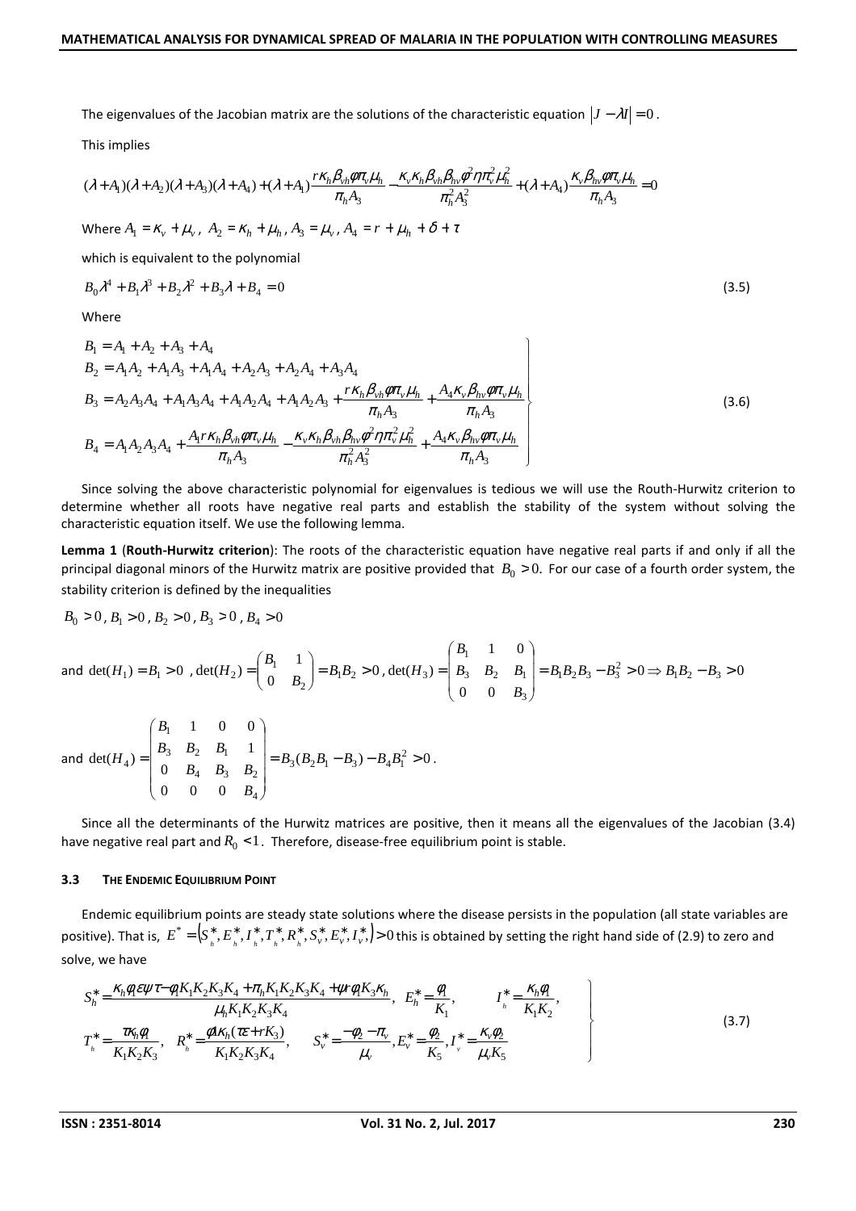The eigenvalues of the Jacobian matrix are the solutions of the characteristic equation $|J - \lambda I| = 0$.

This implies

$$(\lambda + A_1)(\lambda + A_2)(\lambda + A_3)(\lambda + A_4) + (\lambda + A_1)\frac{r\kappa_h \beta_{vh} \phi \pi_v \mu_h}{\pi_h A_3} - \frac{\kappa_v \kappa_h \beta_{vh} \beta_{hv} \phi^2 \eta \pi_v^2 \mu_h^2}{\pi_h^2 A_3^2} + (\lambda + A_4)\frac{\kappa_v \beta_{hv} \phi \pi_v \mu_h}{\pi_h A_3} = 0$$

Where $A_1 = \kappa_v + \mu_v$, $A_2 = \kappa_h + \mu_h$, $A_3 = \mu_v$, $A_4 = r + \mu_h + \delta + \tau$

which is equivalent to the polynomial

$$B_0\lambda^4 + B_1\lambda^3 + B_2\lambda^2 + B_3\lambda + B_4 = 0 \tag{3.5}$$

Where

$$\left.\begin{aligned}
B_1 &= A_1 + A_2 + A_3 + A_4 \\
B_2 &= A_1A_2 + A_1A_3 + A_1A_4 + A_2A_3 + A_2A_4 + A_3A_4 \\
B_3 &= A_2A_3A_4 + A_1A_3A_4 + A_1A_2A_4 + A_1A_2A_3 + \frac{r\kappa_h \beta_{vh} \phi \pi_v \mu_h}{\pi_h A_3} + \frac{A_4 \kappa_v \beta_{hv} \phi \pi_v \mu_h}{\pi_h A_3} \\
B_4 &= A_1A_2A_3A_4 + \frac{A_1 r\kappa_h \beta_{vh} \phi \pi_v \mu_h}{\pi_h A_3} - \frac{\kappa_v \kappa_h \beta_{vh} \beta_{hv} \phi^2 \eta \pi_v^2 \mu_h^2}{\pi_h^2 A_3^2} + \frac{A_4 \kappa_v \beta_{hv} \phi \pi_v \mu_h}{\pi_h A_3}
\end{aligned}\right\} \tag{3.6}$$

Since solving the above characteristic polynomial for eigenvalues is tedious we will use the Routh-Hurwitz criterion to determine whether all roots have negative real parts and establish the stability of the system without solving the characteristic equation itself. We use the following lemma.

**Lemma 1** (**Routh-Hurwitz criterion**): The roots of the characteristic equation have negative real parts if and only if all the principal diagonal minors of the Hurwitz matrix are positive provided that $B_0 > 0$. For our case of a fourth order system, the stability criterion is defined by the inequalities

$B_0 > 0$, $B_1 > 0$, $B_2 > 0$, $B_3 > 0$, $B_4 > 0$

and $\det(H_1) = B_1 > 0$ , $\det(H_2) = \begin{pmatrix} B_1 & 1 \\ 0 & B_2 \end{pmatrix} = B_1B_2 > 0$ , $\det(H_3) = \begin{pmatrix} B_1 & 1 & 0 \\ B_3 & B_2 & B_1 \\ 0 & 0 & B_3 \end{pmatrix} = B_1B_2B_3 - B_3^2 > 0 \Rightarrow B_1B_2 - B_3 > 0$

and $\det(H_4) = \begin{pmatrix} B_1 & 1 & 0 & 0 \\ B_3 & B_2 & B_1 & 1 \\ 0 & B_4 & B_3 & B_2 \\ 0 & 0 & 0 & B_4 \end{pmatrix} = B_3(B_2B_1 - B_3) - B_4B_1^2 > 0$.

Since all the determinants of the Hurwitz matrices are positive, then it means all the eigenvalues of the Jacobian (3.4) have negative real part and $R_0 < 1$. Therefore, disease-free equilibrium point is stable.

### 3.3 The Endemic Equilibrium Point

Endemic equilibrium points are steady state solutions where the disease persists in the population (all state variables are positive). That is, $E^* = (S_h^*, E_h^*, I_h^*, T_h^*, R_h^*, S_v^*, E_v^*, I_v^*) > 0$ this is obtained by setting the right hand side of (2.9) to zero and solve, we have

$$\left.\begin{aligned}
&S_h^* = \frac{\kappa_h \phi_1 \varepsilon \psi \tau - \phi_1 K_1 K_2 K_3 K_4 + \pi_h K_1 K_2 K_3 K_4 + \psi r \phi_1 K_3 \kappa_h}{\mu_h K_1 K_2 K_3 K_4}, \quad E_h^* = \frac{\phi_1}{K_1}, \quad I_h^* = \frac{\kappa_h \phi_1}{K_1 K_2}, \\
&T_h^* = \frac{\tau \kappa_h \phi_1}{K_1 K_2 K_3}, \quad R_h^* = \frac{\phi_1 \kappa_h (\tau \varepsilon + r K_3)}{K_1 K_2 K_3 K_4}, \quad S_v^* = \frac{-\phi_2 - \pi_v}{\mu_v}, E_v^* = \frac{\phi_2}{K_5}, I_v^* = \frac{\kappa_v \phi_2}{\mu_v K_5}
\end{aligned}\right\} \tag{3.7}$$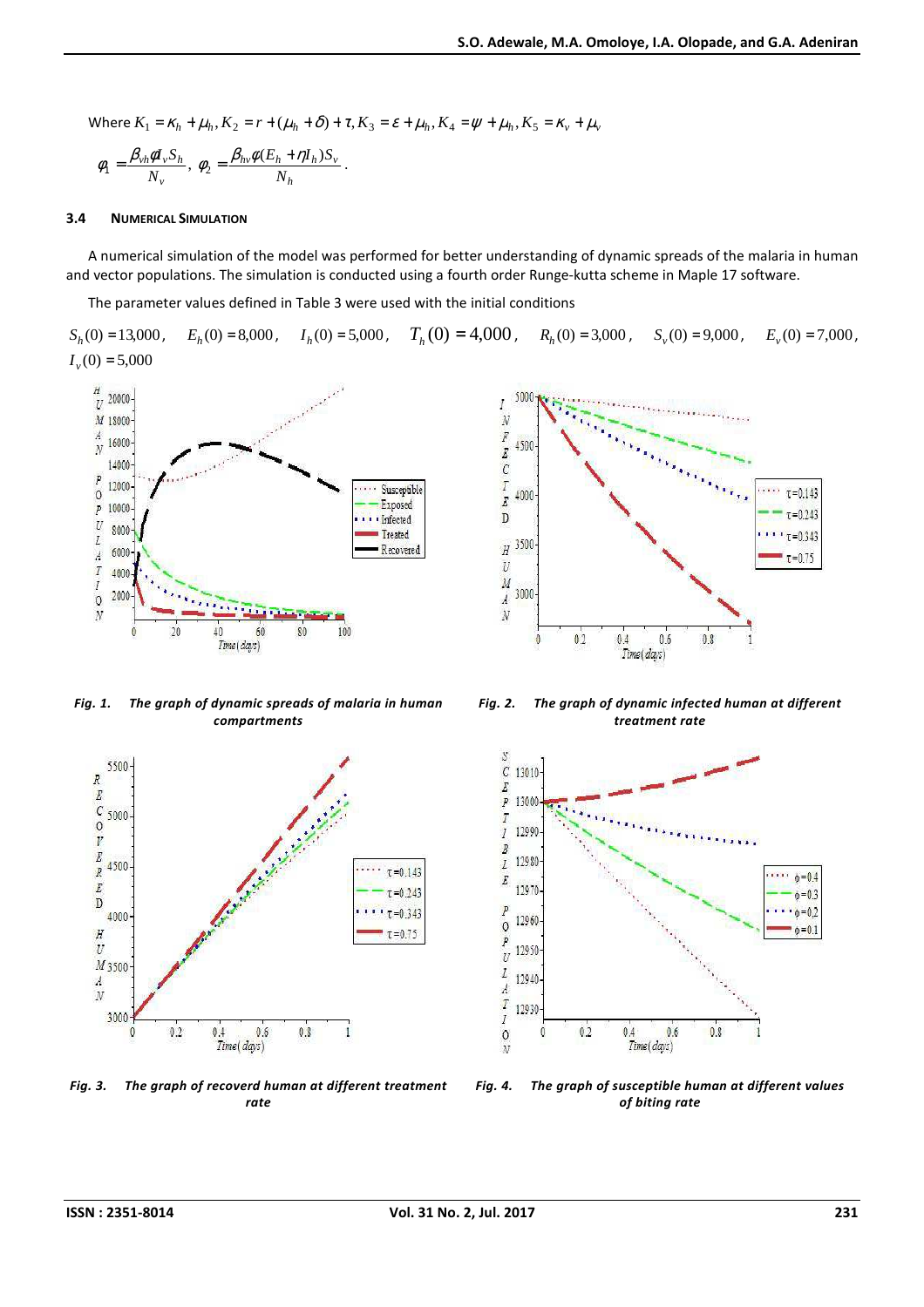Where $K_1 = \kappa_h + \mu_h, K_2 = r + (\mu_h + \delta) + \tau, K_3 = \varepsilon + \mu_h, K_4 = \psi + \mu_h, K_5 = \kappa_v + \mu_v$

$$\varphi_1 = \frac{\beta_{vh}\phi I_v S_h}{N_v},\ \varphi_2 = \frac{\beta_{hv}\phi(E_h + \eta I_h)S_v}{N_h}.$$

### 3.4 NUMERICAL SIMULATION

A numerical simulation of the model was performed for better understanding of dynamic spreads of the malaria in human and vector populations. The simulation is conducted using a fourth order Runge-kutta scheme in Maple 17 software.

The parameter values defined in Table 3 were used with the initial conditions

$S_h(0) = 13{,}000$, $E_h(0) = 8{,}000$, $I_h(0) = 5{,}000$, $T_h(0) = 4{,}000$, $R_h(0) = 3{,}000$, $S_v(0) = 9{,}000$, $E_v(0) = 7{,}000$, $I_v(0) = 5{,}000$

*Fig. 1. The graph of dynamic spreads of malaria in human compartments*

*Fig. 2. The graph of dynamic infected human at different treatment rate*

*Fig. 3. The graph of recoverd human at different treatment rate*

*Fig. 4. The graph of susceptible human at different values of biting rate*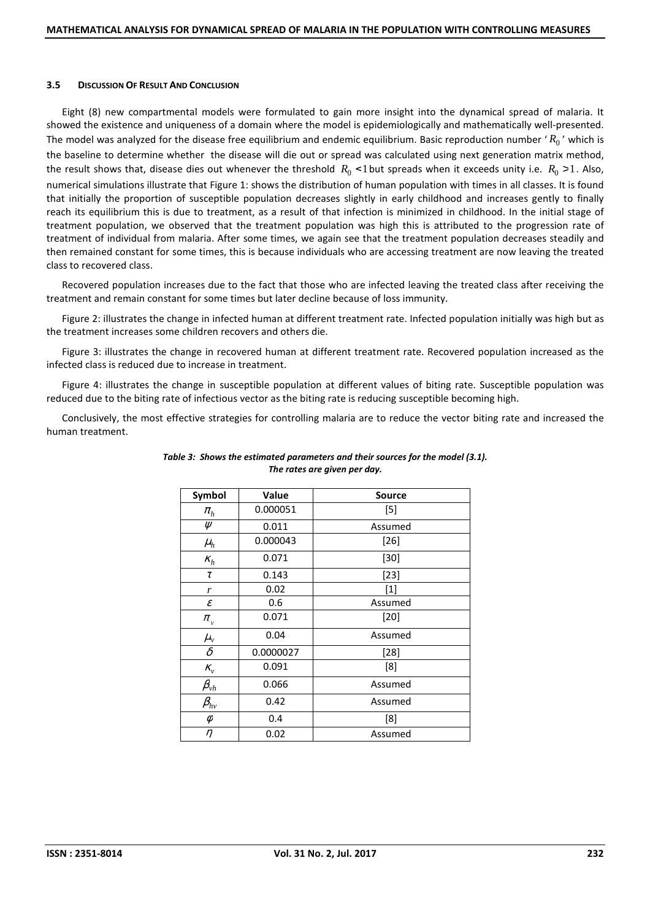### 3.5 Discussion Of Result And Conclusion

Eight (8) new compartmental models were formulated to gain more insight into the dynamical spread of malaria. It showed the existence and uniqueness of a domain where the model is epidemiologically and mathematically well-presented. The model was analyzed for the disease free equilibrium and endemic equilibrium. Basic reproduction number '$R_0$' which is the baseline to determine whether the disease will die out or spread was calculated using next generation matrix method, the result shows that, disease dies out whenever the threshold $R_0 < 1$ but spreads when it exceeds unity i.e. $R_0 > 1$. Also, numerical simulations illustrate that Figure 1: shows the distribution of human population with times in all classes. It is found that initially the proportion of susceptible population decreases slightly in early childhood and increases gently to finally reach its equilibrium this is due to treatment, as a result of that infection is minimized in childhood. In the initial stage of treatment population, we observed that the treatment population was high this is attributed to the progression rate of treatment of individual from malaria. After some times, we again see that the treatment population decreases steadily and then remained constant for some times, this is because individuals who are accessing treatment are now leaving the treated class to recovered class.

Recovered population increases due to the fact that those who are infected leaving the treated class after receiving the treatment and remain constant for some times but later decline because of loss immunity.

Figure 2: illustrates the change in infected human at different treatment rate. Infected population initially was high but as the treatment increases some children recovers and others die.

Figure 3: illustrates the change in recovered human at different treatment rate. Recovered population increased as the infected class is reduced due to increase in treatment.

Figure 4: illustrates the change in susceptible population at different values of biting rate. Susceptible population was reduced due to the biting rate of infectious vector as the biting rate is reducing susceptible becoming high.

Conclusively, the most effective strategies for controlling malaria are to reduce the vector biting rate and increased the human treatment.

*Table 3: Shows the estimated parameters and their sources for the model (3.1). The rates are given per day.*

| Symbol | Value | Source |
|---|---|---|
| $\pi_h$ | 0.000051 | [5] |
| $\psi$ | 0.011 | Assumed |
| $\mu_h$ | 0.000043 | [26] |
| $\kappa_h$ | 0.071 | [30] |
| $\tau$ | 0.143 | [23] |
| $r$ | 0.02 | [1] |
| $\varepsilon$ | 0.6 | Assumed |
| $\pi_v$ | 0.071 | [20] |
| $\mu_v$ | 0.04 | Assumed |
| $\delta$ | 0.0000027 | [28] |
| $\kappa_v$ | 0.091 | [8] |
| $\beta_{vh}$ | 0.066 | Assumed |
| $\beta_{hv}$ | 0.42 | Assumed |
| $\varphi$ | 0.4 | [8] |
| $\eta$ | 0.02 | Assumed |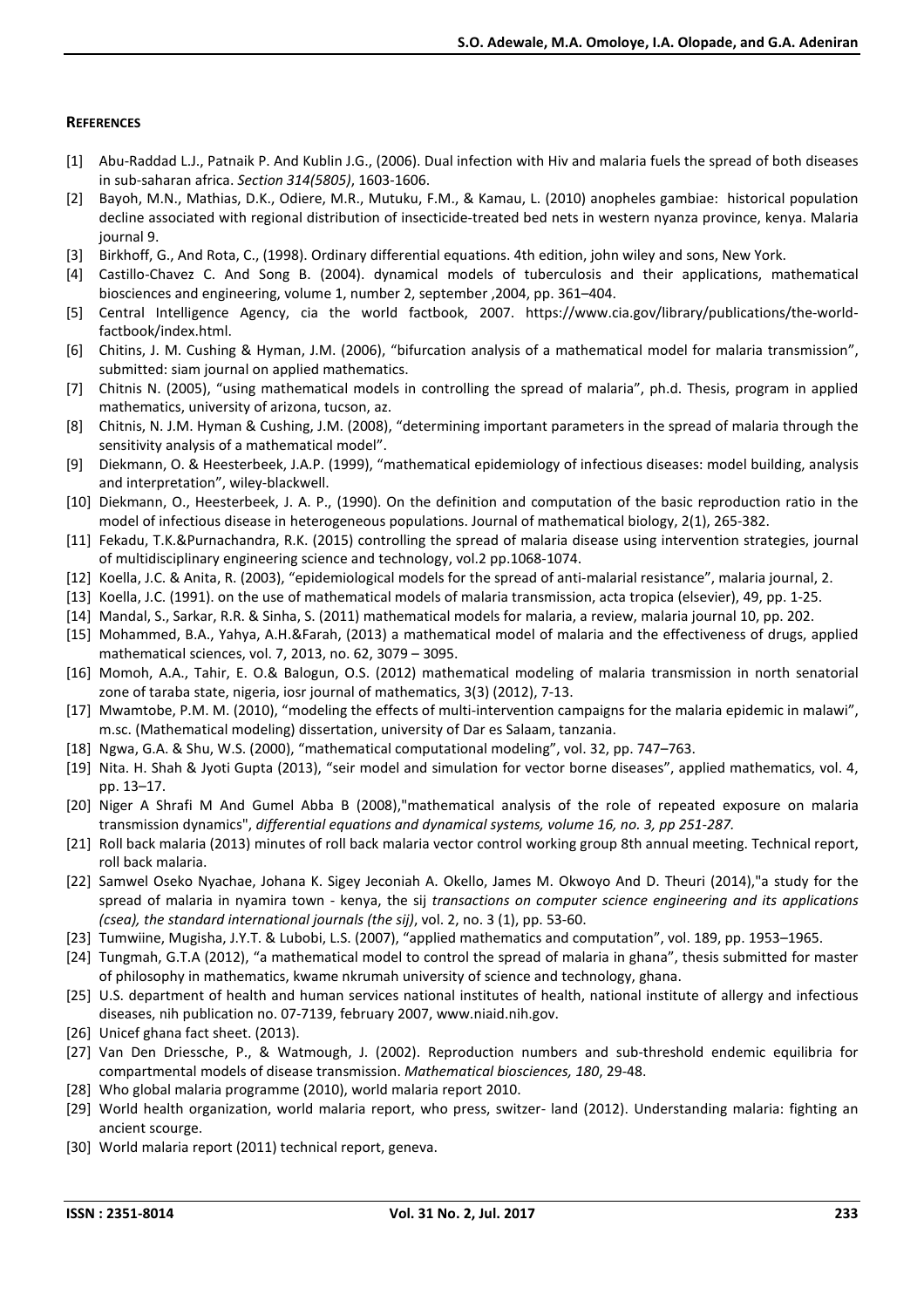## REFERENCES

[1] Abu-Raddad L.J., Patnaik P. And Kublin J.G., (2006). Dual infection with Hiv and malaria fuels the spread of both diseases in sub-saharan africa. *Section 314(5805)*, 1603-1606.

[2] Bayoh, M.N., Mathias, D.K., Odiere, M.R., Mutuku, F.M., & Kamau, L. (2010) anopheles gambiae: historical population decline associated with regional distribution of insecticide-treated bed nets in western nyanza province, kenya. Malaria journal 9.

[3] Birkhoff, G., And Rota, C., (1998). Ordinary differential equations. 4th edition, john wiley and sons, New York.

[4] Castillo-Chavez C. And Song B. (2004). dynamical models of tuberculosis and their applications, mathematical biosciences and engineering, volume 1, number 2, september ,2004, pp. 361–404.

[5] Central Intelligence Agency, cia the world factbook, 2007. https://www.cia.gov/library/publications/the-world-factbook/index.html.

[6] Chitins, J. M. Cushing & Hyman, J.M. (2006), "bifurcation analysis of a mathematical model for malaria transmission", submitted: siam journal on applied mathematics.

[7] Chitnis N. (2005), "using mathematical models in controlling the spread of malaria", ph.d. Thesis, program in applied mathematics, university of arizona, tucson, az.

[8] Chitnis, N. J.M. Hyman & Cushing, J.M. (2008), "determining important parameters in the spread of malaria through the sensitivity analysis of a mathematical model".

[9] Diekmann, O. & Heesterbeek, J.A.P. (1999), "mathematical epidemiology of infectious diseases: model building, analysis and interpretation", wiley-blackwell.

[10] Diekmann, O., Heesterbeek, J. A. P., (1990). On the definition and computation of the basic reproduction ratio in the model of infectious disease in heterogeneous populations. Journal of mathematical biology, 2(1), 265-382.

[11] Fekadu, T.K.&Purnachandra, R.K. (2015) controlling the spread of malaria disease using intervention strategies, journal of multidisciplinary engineering science and technology, vol.2 pp.1068-1074.

[12] Koella, J.C. & Anita, R. (2003), "epidemiological models for the spread of anti-malarial resistance", malaria journal, 2.

[13] Koella, J.C. (1991). on the use of mathematical models of malaria transmission, acta tropica (elsevier), 49, pp. 1-25.

[14] Mandal, S., Sarkar, R.R. & Sinha, S. (2011) mathematical models for malaria, a review, malaria journal 10, pp. 202.

[15] Mohammed, B.A., Yahya, A.H.&Farah, (2013) a mathematical model of malaria and the effectiveness of drugs, applied mathematical sciences, vol. 7, 2013, no. 62, 3079 – 3095.

[16] Momoh, A.A., Tahir, E. O.& Balogun, O.S. (2012) mathematical modeling of malaria transmission in north senatorial zone of taraba state, nigeria, iosr journal of mathematics, 3(3) (2012), 7-13.

[17] Mwamtobe, P.M. M. (2010), "modeling the effects of multi-intervention campaigns for the malaria epidemic in malawi", m.sc. (Mathematical modeling) dissertation, university of Dar es Salaam, tanzania.

[18] Ngwa, G.A. & Shu, W.S. (2000), "mathematical computational modeling", vol. 32, pp. 747–763.

[19] Nita. H. Shah & Jyoti Gupta (2013), "seir model and simulation for vector borne diseases", applied mathematics, vol. 4, pp. 13–17.

[20] Niger A Shrafi M And Gumel Abba B (2008),"mathematical analysis of the role of repeated exposure on malaria transmission dynamics", *differential equations and dynamical systems, volume 16, no. 3, pp 251-287.*

[21] Roll back malaria (2013) minutes of roll back malaria vector control working group 8th annual meeting. Technical report, roll back malaria.

[22] Samwel Oseko Nyachae, Johana K. Sigey Jeconiah A. Okello, James M. Okwoyo And D. Theuri (2014),"a study for the spread of malaria in nyamira town - kenya, the sij *transactions on computer science engineering and its applications (csea), the standard international journals (the sij)*, vol. 2, no. 3 (1), pp. 53-60.

[23] Tumwiine, Mugisha, J.Y.T. & Lubobi, L.S. (2007), "applied mathematics and computation", vol. 189, pp. 1953–1965.

[24] Tungmah, G.T.A (2012), "a mathematical model to control the spread of malaria in ghana", thesis submitted for master of philosophy in mathematics, kwame nkrumah university of science and technology, ghana.

[25] U.S. department of health and human services national institutes of health, national institute of allergy and infectious diseases, nih publication no. 07-7139, february 2007, www.niaid.nih.gov.

[26] Unicef ghana fact sheet. (2013).

[27] Van Den Driessche, P., & Watmough, J. (2002). Reproduction numbers and sub-threshold endemic equilibria for compartmental models of disease transmission. *Mathematical biosciences, 180*, 29-48.

[28] Who global malaria programme (2010), world malaria report 2010.

[29] World health organization, world malaria report, who press, switzer- land (2012). Understanding malaria: fighting an ancient scourge.

[30] World malaria report (2011) technical report, geneva.